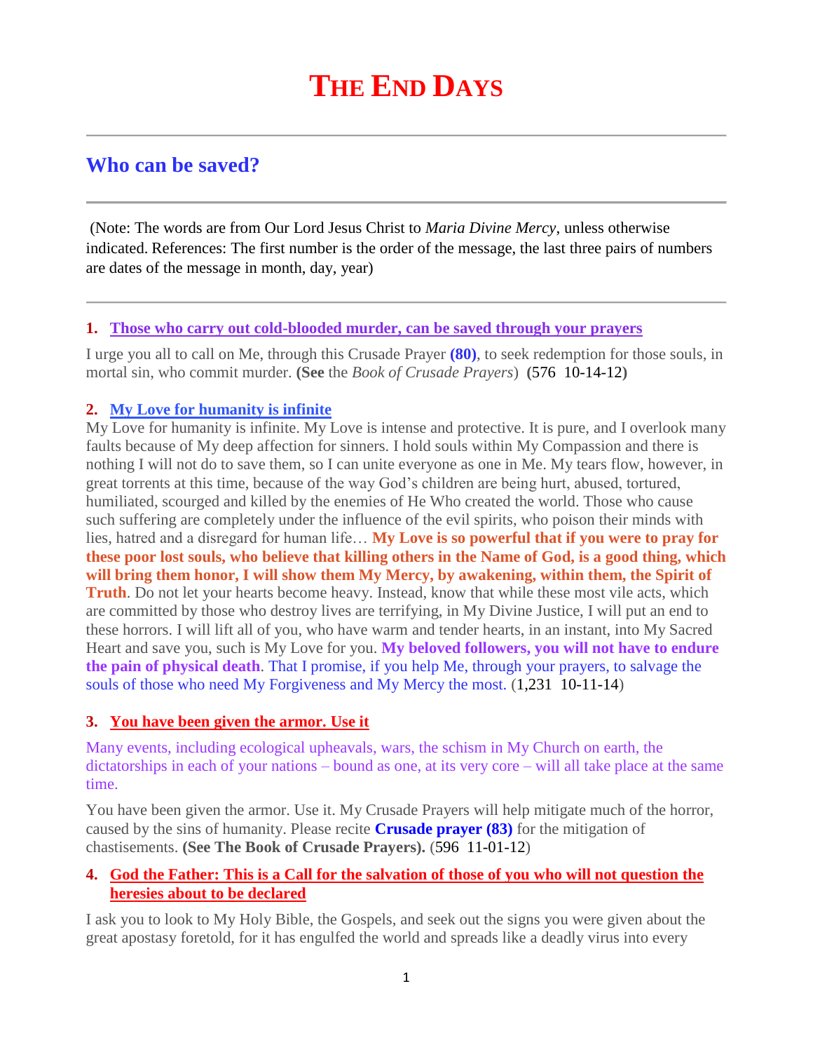# THE END DAYS

---

## Who can be saved?

---

(Note: The words are from Our Lord Jesus Christ to *Maria Divine Mercy*, unless otherwise indicated. References: The first number is the order of the message, the last three pairs of numbers are dates of the message in month, day, year)

---

1. **Those who carry out cold-blooded murder, can be saved through your prayers**

I urge you all to call on Me, through this Crusade Prayer **(80)**, to seek redemption for those souls, in mortal sin, who commit murder. **(See** the *Book of Crusade Prayers*) **(576 10-14-12)**

2. **My Love for humanity is infinite**

My Love for humanity is infinite. My Love is intense and protective. It is pure, and I overlook many faults because of My deep affection for sinners. I hold souls within My Compassion and there is nothing I will not do to save them, so I can unite everyone as one in Me. My tears flow, however, in great torrents at this time, because of the way God's children are being hurt, abused, tortured, humiliated, scourged and killed by the enemies of He Who created the world. Those who cause such suffering are completely under the influence of the evil spirits, who poison their minds with lies, hatred and a disregard for human life… **My Love is so powerful that if you were to pray for these poor lost souls, who believe that killing others in the Name of God, is a good thing, which will bring them honor, I will show them My Mercy, by awakening, within them, the Spirit of Truth**. Do not let your hearts become heavy. Instead, know that while these most vile acts, which are committed by those who destroy lives are terrifying, in My Divine Justice, I will put an end to these horrors. I will lift all of you, who have warm and tender hearts, in an instant, into My Sacred Heart and save you, such is My Love for you. **My beloved followers, you will not have to endure the pain of physical death**. That I promise, if you help Me, through your prayers, to salvage the souls of those who need My Forgiveness and My Mercy the most. (1,231 10-11-14)

3. **You have been given the armor. Use it**

Many events, including ecological upheavals, wars, the schism in My Church on earth, the dictatorships in each of your nations – bound as one, at its very core – will all take place at the same time.

You have been given the armor. Use it. My Crusade Prayers will help mitigate much of the horror, caused by the sins of humanity. Please recite **Crusade prayer (83)** for the mitigation of chastisements. **(See The Book of Crusade Prayers).** (596 11-01-12)

4. **God the Father: This is a Call for the salvation of those of you who will not question the heresies about to be declared**

I ask you to look to My Holy Bible, the Gospels, and seek out the signs you were given about the great apostasy foretold, for it has engulfed the world and spreads like a deadly virus into every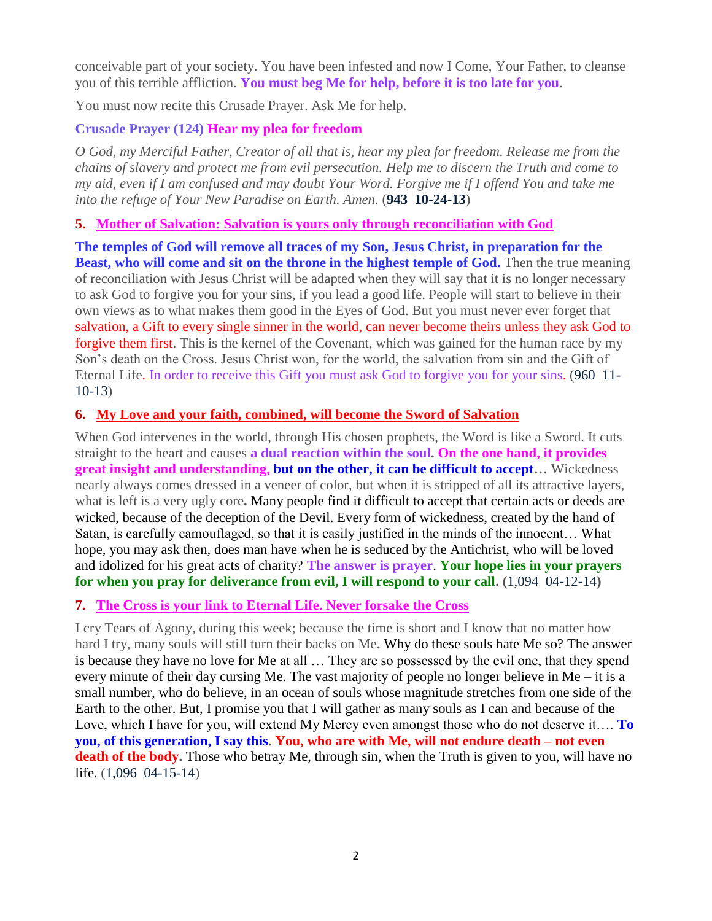conceivable part of your society. You have been infested and now I Come, Your Father, to cleanse you of this terrible affliction. **You must beg Me for help, before it is too late for you**.

You must now recite this Crusade Prayer. Ask Me for help.

**Crusade Prayer (124) Hear my plea for freedom**

*O God, my Merciful Father, Creator of all that is, hear my plea for freedom. Release me from the chains of slavery and protect me from evil persecution. Help me to discern the Truth and come to my aid, even if I am confused and may doubt Your Word. Forgive me if I offend You and take me into the refuge of Your New Paradise on Earth. Amen*. (**943 10-24-13**)

**5. Mother of Salvation: Salvation is yours only through reconciliation with God**

**The temples of God will remove all traces of my Son, Jesus Christ, in preparation for the Beast, who will come and sit on the throne in the highest temple of God.** Then the true meaning of reconciliation with Jesus Christ will be adapted when they will say that it is no longer necessary to ask God to forgive you for your sins, if you lead a good life. People will start to believe in their own views as to what makes them good in the Eyes of God. But you must never ever forget that salvation, a Gift to every single sinner in the world, can never become theirs unless they ask God to forgive them first. This is the kernel of the Covenant, which was gained for the human race by my Son's death on the Cross. Jesus Christ won, for the world, the salvation from sin and the Gift of Eternal Life. In order to receive this Gift you must ask God to forgive you for your sins. (960 11-10-13)

**6. My Love and your faith, combined, will become the Sword of Salvation**

When God intervenes in the world, through His chosen prophets, the Word is like a Sword. It cuts straight to the heart and causes **a dual reaction within the soul. On the one hand, it provides great insight and understanding, but on the other, it can be difficult to accept…** Wickedness nearly always comes dressed in a veneer of color, but when it is stripped of all its attractive layers, what is left is a very ugly core**.** Many people find it difficult to accept that certain acts or deeds are wicked, because of the deception of the Devil. Every form of wickedness, created by the hand of Satan, is carefully camouflaged, so that it is easily justified in the minds of the innocent… What hope, you may ask then, does man have when he is seduced by the Antichrist, who will be loved and idolized for his great acts of charity? **The answer is prayer**. **Your hope lies in your prayers for when you pray for deliverance from evil, I will respond to your call. (**1,094 04-12-14**)**

**7. The Cross is your link to Eternal Life. Never forsake the Cross**

I cry Tears of Agony, during this week; because the time is short and I know that no matter how hard I try, many souls will still turn their backs on Me**.** Why do these souls hate Me so? The answer is because they have no love for Me at all … They are so possessed by the evil one, that they spend every minute of their day cursing Me. The vast majority of people no longer believe in Me – it is a small number, who do believe, in an ocean of souls whose magnitude stretches from one side of the Earth to the other. But, I promise you that I will gather as many souls as I can and because of the Love, which I have for you, will extend My Mercy even amongst those who do not deserve it…. **To you, of this generation, I say this. You, who are with Me, will not endure death – not even death of the body.** Those who betray Me, through sin, when the Truth is given to you, will have no life. (1,096 04-15-14)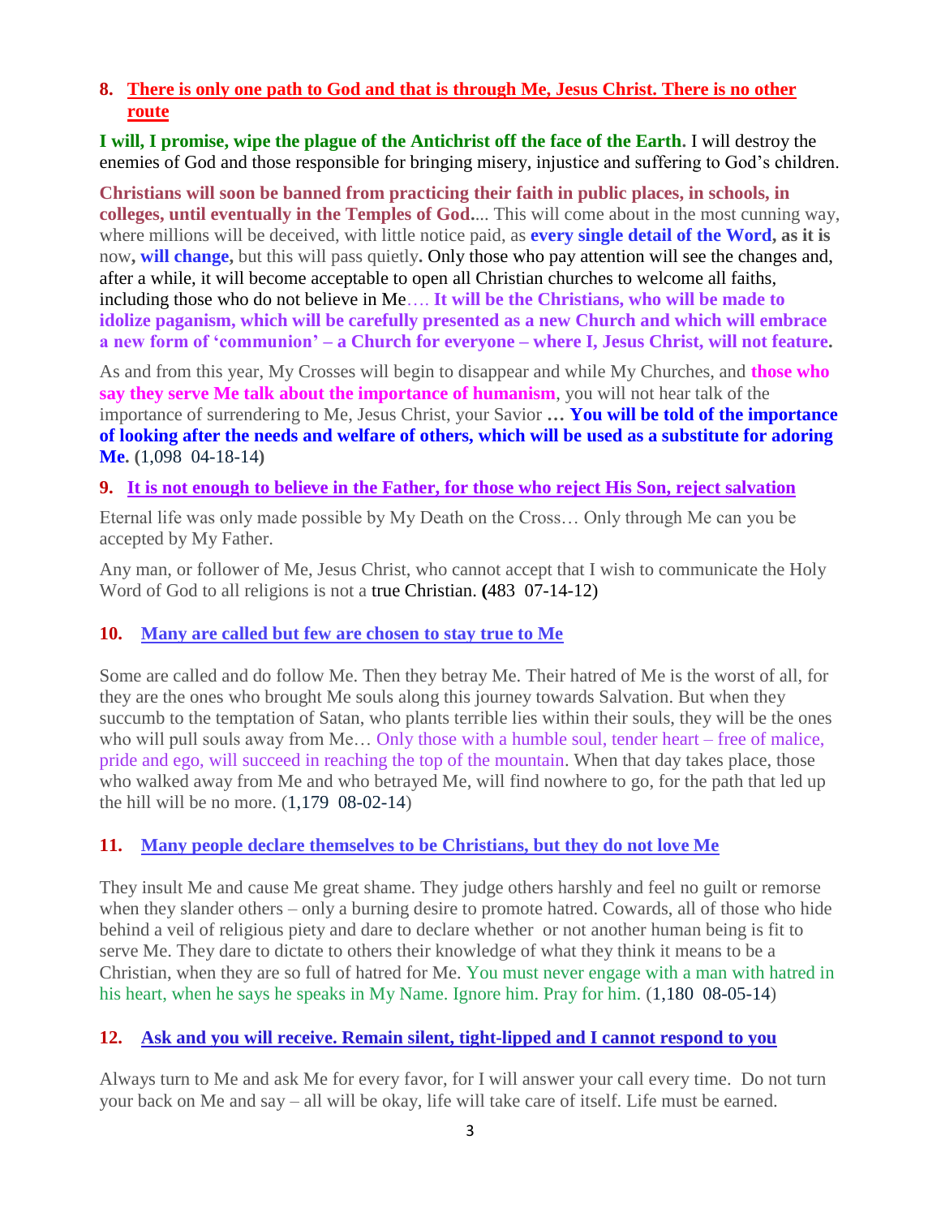**8. There is only one path to God and that is through Me, Jesus Christ. There is no other route**

**I will, I promise, wipe the plague of the Antichrist off the face of the Earth.** I will destroy the enemies of God and those responsible for bringing misery, injustice and suffering to God's children.

**Christians will soon be banned from practicing their faith in public places, in schools, in colleges, until eventually in the Temples of God.**... This will come about in the most cunning way, where millions will be deceived, with little notice paid, as **every single detail of the Word, as it is** now**, will change,** but this will pass quietly**.** Only those who pay attention will see the changes and, after a while, it will become acceptable to open all Christian churches to welcome all faiths, including those who do not believe in Me…. **It will be the Christians, who will be made to idolize paganism, which will be carefully presented as a new Church and which will embrace a new form of 'communion' – a Church for everyone – where I, Jesus Christ, will not feature.**

As and from this year, My Crosses will begin to disappear and while My Churches, and **those who say they serve Me talk about the importance of humanism**, you will not hear talk of the importance of surrendering to Me, Jesus Christ, your Savior **… You will be told of the importance of looking after the needs and welfare of others, which will be used as a substitute for adoring Me.** (1,098 04-18-14**)**

**9. It is not enough to believe in the Father, for those who reject His Son, reject salvation**

Eternal life was only made possible by My Death on the Cross… Only through Me can you be accepted by My Father.

Any man, or follower of Me, Jesus Christ, who cannot accept that I wish to communicate the Holy Word of God to all religions is not a true Christian. **(**483 07-14-12)

**10. Many are called but few are chosen to stay true to Me**

Some are called and do follow Me. Then they betray Me. Their hatred of Me is the worst of all, for they are the ones who brought Me souls along this journey towards Salvation. But when they succumb to the temptation of Satan, who plants terrible lies within their souls, they will be the ones who will pull souls away from Me… Only those with a humble soul, tender heart – free of malice, pride and ego, will succeed in reaching the top of the mountain. When that day takes place, those who walked away from Me and who betrayed Me, will find nowhere to go, for the path that led up the hill will be no more. (1,179 08-02-14)

**11. Many people declare themselves to be Christians, but they do not love Me**

They insult Me and cause Me great shame. They judge others harshly and feel no guilt or remorse when they slander others – only a burning desire to promote hatred. Cowards, all of those who hide behind a veil of religious piety and dare to declare whether or not another human being is fit to serve Me. They dare to dictate to others their knowledge of what they think it means to be a Christian, when they are so full of hatred for Me. You must never engage with a man with hatred in his heart, when he says he speaks in My Name. Ignore him. Pray for him. (1,180 08-05-14)

**12. Ask and you will receive. Remain silent, tight-lipped and I cannot respond to you**

Always turn to Me and ask Me for every favor, for I will answer your call every time. Do not turn your back on Me and say – all will be okay, life will take care of itself. Life must be earned.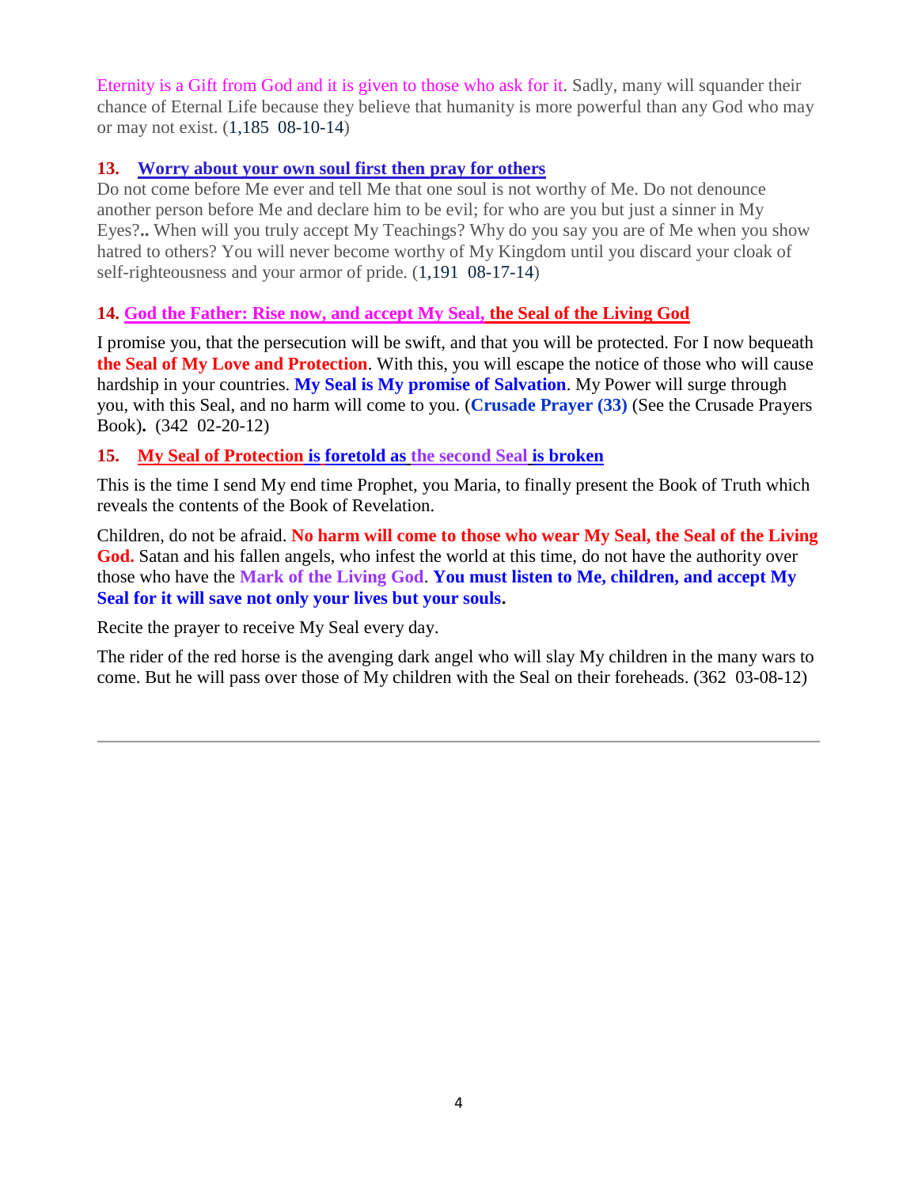Eternity is a Gift from God and it is given to those who ask for it. Sadly, many will squander their chance of Eternal Life because they believe that humanity is more powerful than any God who may or may not exist. (1,185  08-10-14)

**13. Worry about your own soul first then pray for others**

Do not come before Me ever and tell Me that one soul is not worthy of Me. Do not denounce another person before Me and declare him to be evil; for who are you but just a sinner in My Eyes?.. When will you truly accept My Teachings? Why do you say you are of Me when you show hatred to others? You will never become worthy of My Kingdom until you discard your cloak of self-righteousness and your armor of pride. (1,191  08-17-14)

**14. God the Father: Rise now, and accept My Seal, the Seal of the Living God**

I promise you, that the persecution will be swift, and that you will be protected. For I now bequeath **the Seal of My Love and Protection**. With this, you will escape the notice of those who will cause hardship in your countries. **My Seal is My promise of Salvation**. My Power will surge through you, with this Seal, and no harm will come to you. (**Crusade Prayer (33)** (See the Crusade Prayers Book)**.** (342  02-20-12)

**15. My Seal of Protection is foretold as the second Seal is broken**

This is the time I send My end time Prophet, you Maria, to finally present the Book of Truth which reveals the contents of the Book of Revelation.

Children, do not be afraid. **No harm will come to those who wear My Seal, the Seal of the Living God.** Satan and his fallen angels, who infest the world at this time, do not have the authority over those who have the **Mark of the Living God**. **You must listen to Me, children, and accept My Seal for it will save not only your lives but your souls.**

Recite the prayer to receive My Seal every day.

The rider of the red horse is the avenging dark angel who will slay My children in the many wars to come. But he will pass over those of My children with the Seal on their foreheads. (362  03-08-12)